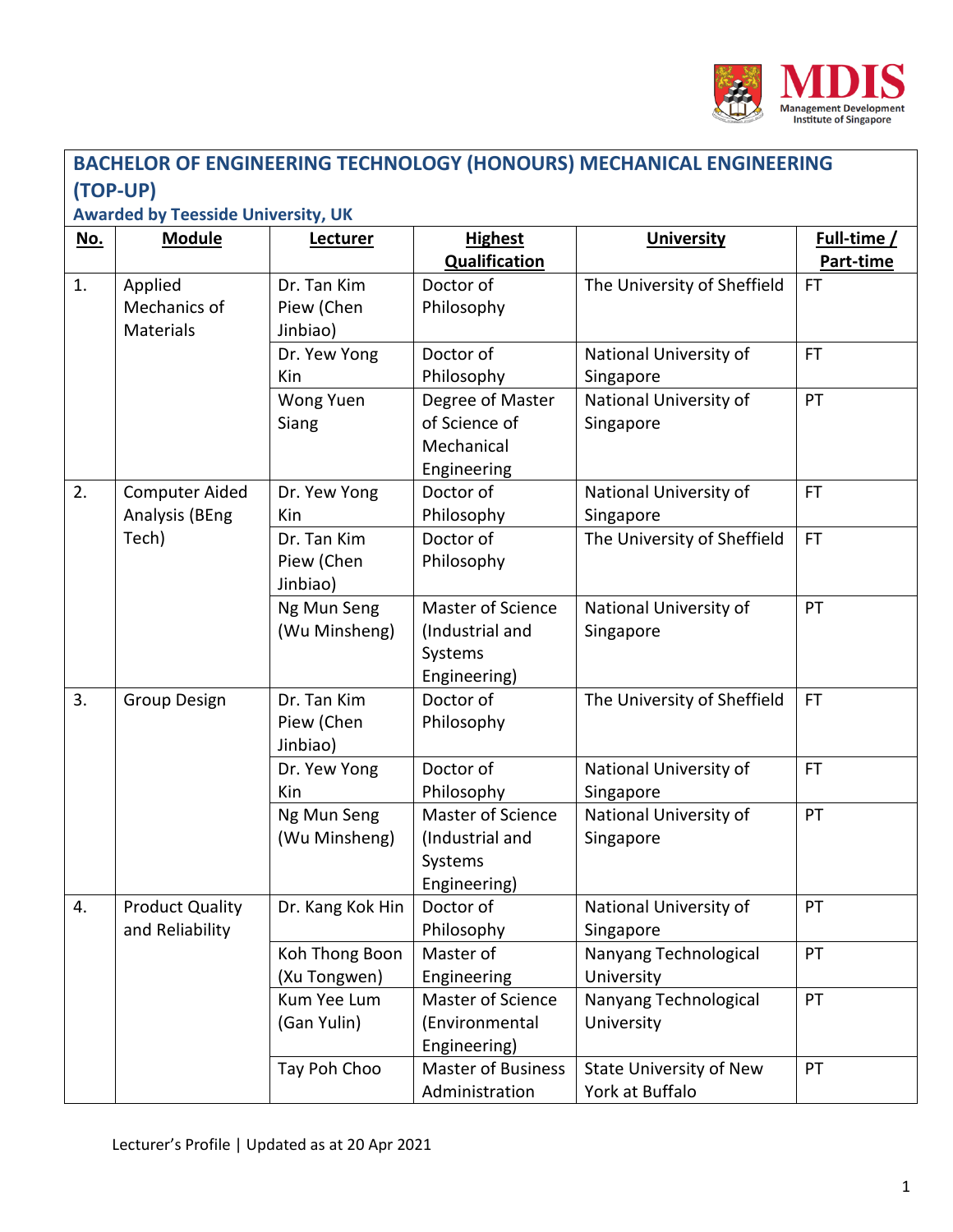# BACHELOR OF ENGINEERING TECHNOLOGY (HONOURS) MECHANICAL ENGINEERING (TOP-UP)

### Awarded by Teesside University, UK

| No. | Module | Lecturer | Highest Qualification | University | Full-time / Part-time |
|---|---|---|---|---|---|
| 1. | Applied Mechanics of Materials | Dr. Tan Kim Piew (Chen Jinbiao) | Doctor of Philosophy | The University of Sheffield | FT |
| | | Dr. Yew Yong Kin | Doctor of Philosophy | National University of Singapore | FT |
| | | Wong Yuen Siang | Degree of Master of Science of Mechanical Engineering | National University of Singapore | PT |
| 2. | Computer Aided Analysis (BEng Tech) | Dr. Yew Yong Kin | Doctor of Philosophy | National University of Singapore | FT |
| | | Dr. Tan Kim Piew (Chen Jinbiao) | Doctor of Philosophy | The University of Sheffield | FT |
| | | Ng Mun Seng (Wu Minsheng) | Master of Science (Industrial and Systems Engineering) | National University of Singapore | PT |
| 3. | Group Design | Dr. Tan Kim Piew (Chen Jinbiao) | Doctor of Philosophy | The University of Sheffield | FT |
| | | Dr. Yew Yong Kin | Doctor of Philosophy | National University of Singapore | FT |
| | | Ng Mun Seng (Wu Minsheng) | Master of Science (Industrial and Systems Engineering) | National University of Singapore | PT |
| 4. | Product Quality and Reliability | Dr. Kang Kok Hin | Doctor of Philosophy | National University of Singapore | PT |
| | | Koh Thong Boon (Xu Tongwen) | Master of Engineering | Nanyang Technological University | PT |
| | | Kum Yee Lum (Gan Yulin) | Master of Science (Environmental Engineering) | Nanyang Technological University | PT |
| | | Tay Poh Choo | Master of Business Administration | State University of New York at Buffalo | PT |

Lecturer's Profile | Updated as at 20 Apr 2021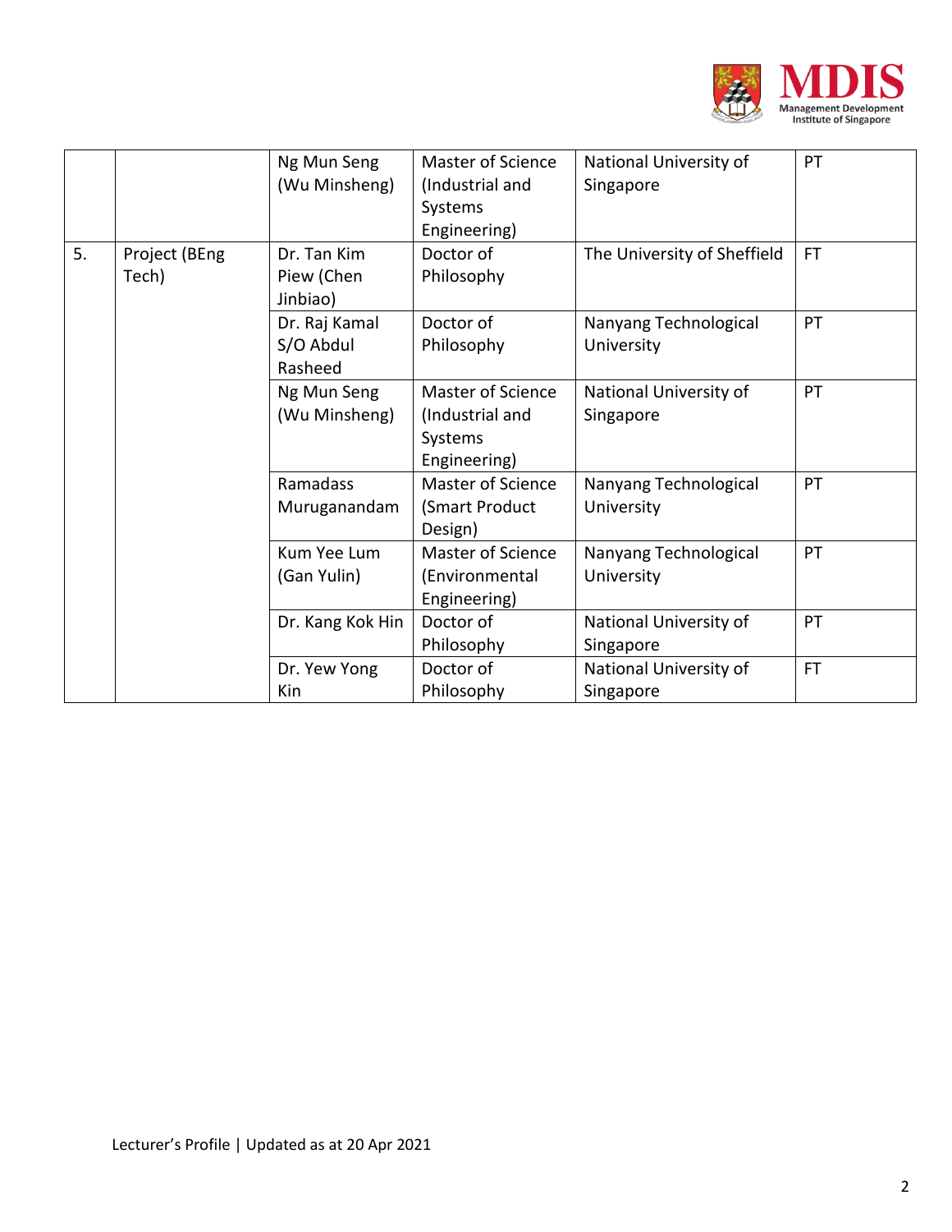| | | | | | |
|---|---|---|---|---|---|
| | | Ng Mun Seng (Wu Minsheng) | Master of Science (Industrial and Systems Engineering) | National University of Singapore | PT |
| 5. | Project (BEng Tech) | Dr. Tan Kim Piew (Chen Jinbiao) | Doctor of Philosophy | The University of Sheffield | FT |
| | | Dr. Raj Kamal S/O Abdul Rasheed | Doctor of Philosophy | Nanyang Technological University | PT |
| | | Ng Mun Seng (Wu Minsheng) | Master of Science (Industrial and Systems Engineering) | National University of Singapore | PT |
| | | Ramadass Muruganandam | Master of Science (Smart Product Design) | Nanyang Technological University | PT |
| | | Kum Yee Lum (Gan Yulin) | Master of Science (Environmental Engineering) | Nanyang Technological University | PT |
| | | Dr. Kang Kok Hin | Doctor of Philosophy | National University of Singapore | PT |
| | | Dr. Yew Yong Kin | Doctor of Philosophy | National University of Singapore | FT |